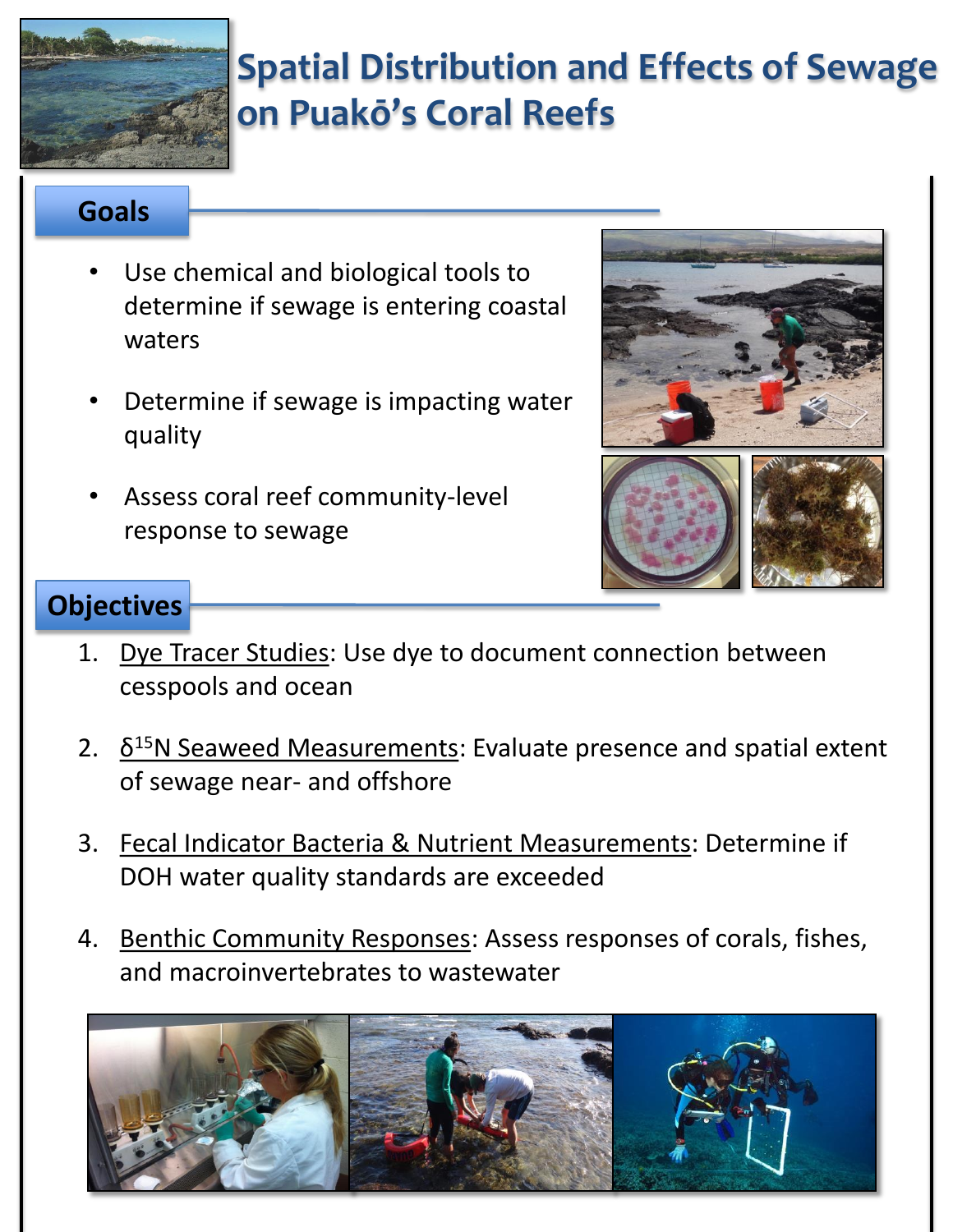# Spatial Distribution and Effects of Sewage on Puakō's Coral Reefs

## Goals

- Use chemical and biological tools to determine if sewage is entering coastal waters
- Determine if sewage is impacting water quality
- Assess coral reef community-level response to sewage

## Objectives

1. Dye Tracer Studies: Use dye to document connection between cesspools and ocean
2. $\delta^{15}N$ Seaweed Measurements: Evaluate presence and spatial extent of sewage near- and offshore
3. Fecal Indicator Bacteria & Nutrient Measurements: Determine if DOH water quality standards are exceeded
4. Benthic Community Responses: Assess responses of corals, fishes, and macroinvertebrates to wastewater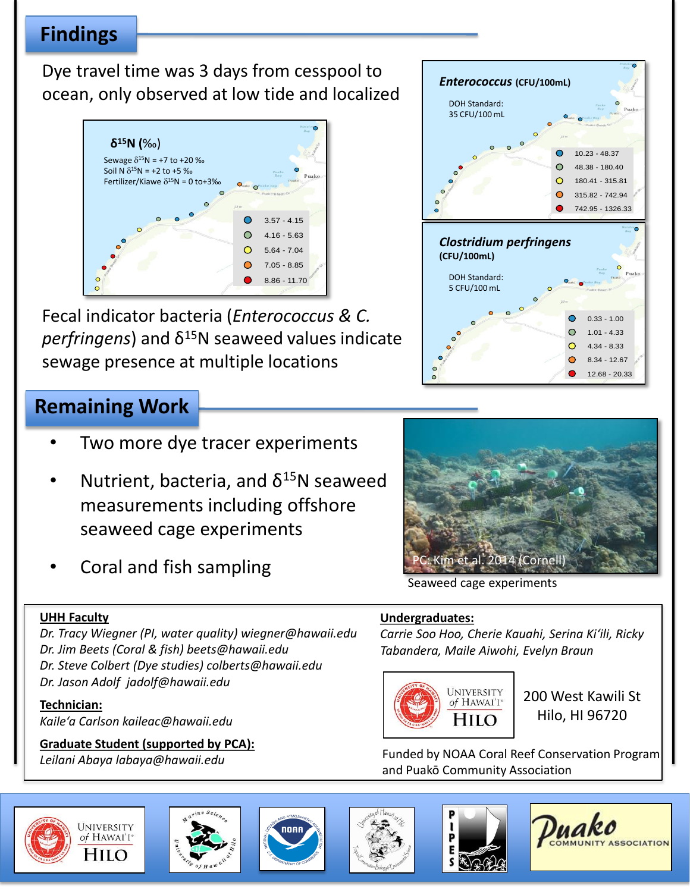## Findings

Dye travel time was 3 days from cesspool to ocean, only observed at low tide and localized

$\delta^{15}N$ (‰)

Sewage $\delta^{15}N$ = +7 to +20 ‰
Soil N $\delta^{15}N$ = +2 to +5 ‰
Fertilizer/Kiawe $\delta^{15}N$ = 0 to+3‰

3.57 - 4.15
4.16 - 5.63
5.64 - 7.04
7.05 - 8.85
8.86 - 11.70

Fecal indicator bacteria (*Enterococcus* & *C. perfringens*) and $\delta^{15}N$ seaweed values indicate sewage presence at multiple locations

***Enterococcus*** **(CFU/100mL)**

DOH Standard:
35 CFU/100 mL

10.23 - 48.37
48.38 - 180.40
180.41 - 315.81
315.82 - 742.94
742.95 - 1326.33

***Clostridium perfringens***
**(CFU/100mL)**

DOH Standard:
5 CFU/100 mL

0.33 - 1.00
1.01 - 4.33
4.34 - 8.33
8.34 - 12.67
12.68 - 20.33

## Remaining Work

- Two more dye tracer experiments
- Nutrient, bacteria, and $\delta^{15}N$ seaweed measurements including offshore seaweed cage experiments
- Coral and fish sampling

PC: Kim et al. 2014 (Cornell)

Seaweed cage experiments

**UHH Faculty**
*Dr. Tracy Wiegner (PI, water quality) wiegner@hawaii.edu*
*Dr. Jim Beets (Coral & fish) beets@hawaii.edu*
*Dr. Steve Colbert (Dye studies) colberts@hawaii.edu*
*Dr. Jason Adolf jadolf@hawaii.edu*

**Technician:**
*Kaile'a Carlson kaileac@hawaii.edu*

**Graduate Student (supported by PCA):**
*Leilani Abaya labaya@hawaii.edu*

**Undergraduates:**
*Carrie Soo Hoo, Cherie Kauahi, Serina Ki'ili, Ricky Tabandera, Maile Aiwohi, Evelyn Braun*

University of Hawai'i Hilo

200 West Kawili St
Hilo, HI 96720

Funded by NOAA Coral Reef Conservation Program and Puakō Community Association

Puako Community Association